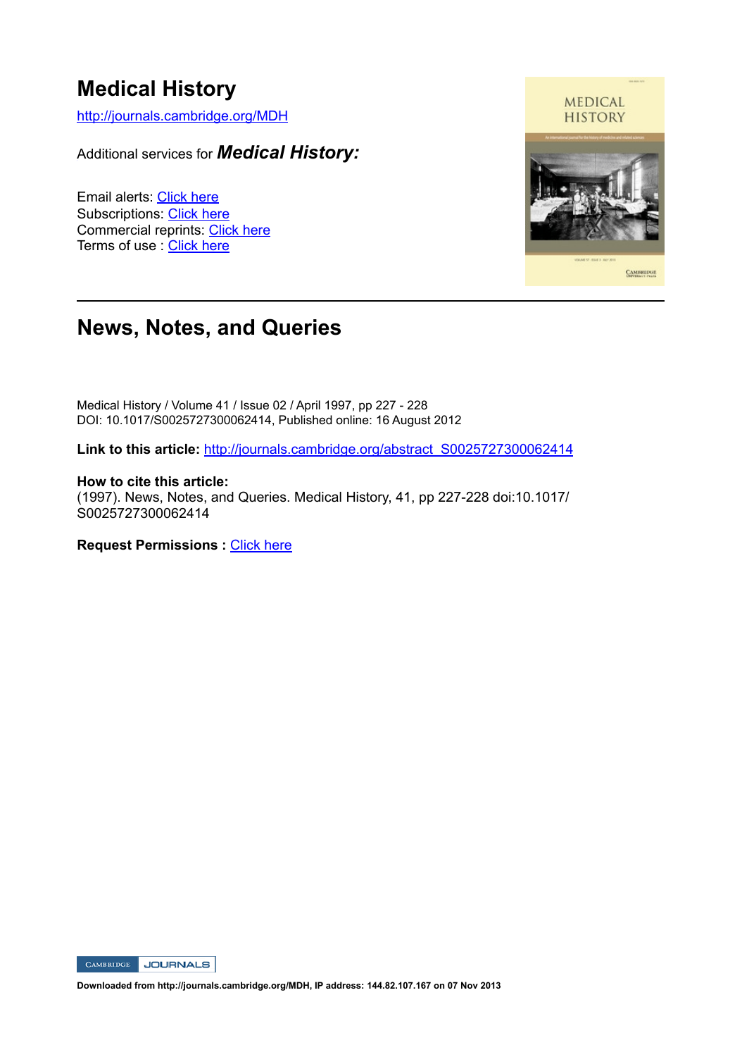# Medical History

http://journals.cambridge.org/MDH

Additional services for ***Medical History:***

Email alerts: Click here
Subscriptions: Click here
Commercial reprints: Click here
Terms of use : Click here

---

## News, Notes, and Queries

Medical History / Volume 41 / Issue 02 / April 1997, pp 227 - 228
DOI: 10.1017/S0025727300062414, Published online: 16 August 2012

**Link to this article:** http://journals.cambridge.org/abstract_S0025727300062414

**How to cite this article:**
(1997). News, Notes, and Queries. Medical History, 41, pp 227-228 doi:10.1017/S0025727300062414

**Request Permissions :** Click here

**Downloaded from http://journals.cambridge.org/MDH, IP address: 144.82.107.167 on 07 Nov 2013**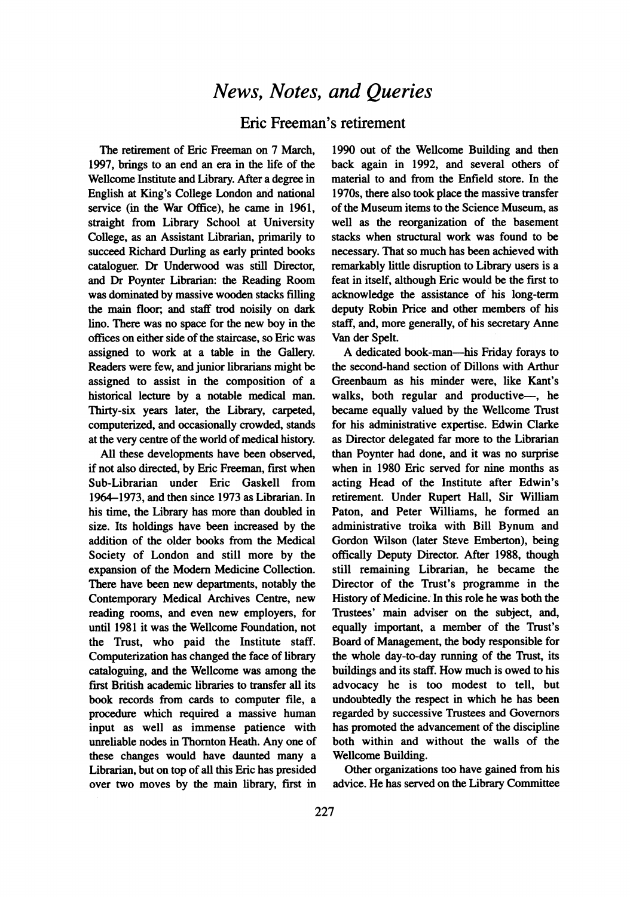# *News, Notes, and Queries*

## Eric Freeman's retirement

The retirement of Eric Freeman on 7 March, 1997, brings to an end an era in the life of the Wellcome Institute and Library. After a degree in English at King's College London and national service (in the War Office), he came in 1961, straight from Library School at University College, as an Assistant Librarian, primarily to succeed Richard Durling as early printed books cataloguer. Dr Underwood was still Director, and Dr Poynter Librarian: the Reading Room was dominated by massive wooden stacks filling the main floor; and staff trod noisily on dark lino. There was no space for the new boy in the offices on either side of the staircase, so Eric was assigned to work at a table in the Gallery. Readers were few, and junior librarians might be assigned to assist in the composition of a historical lecture by a notable medical man. Thirty-six years later, the Library, carpeted, computerized, and occasionally crowded, stands at the very centre of the world of medical history.

All these developments have been observed, if not also directed, by Eric Freeman, first when Sub-Librarian under Eric Gaskell from 1964–1973, and then since 1973 as Librarian. In his time, the Library has more than doubled in size. Its holdings have been increased by the addition of the older books from the Medical Society of London and still more by the expansion of the Modern Medicine Collection. There have been new departments, notably the Contemporary Medical Archives Centre, new reading rooms, and even new employers, for until 1981 it was the Wellcome Foundation, not the Trust, who paid the Institute staff. Computerization has changed the face of library cataloguing, and the Wellcome was among the first British academic libraries to transfer all its book records from cards to computer file, a procedure which required a massive human input as well as immense patience with unreliable nodes in Thornton Heath. Any one of these changes would have daunted many a Librarian, but on top of all this Eric has presided over two moves by the main library, first in 1990 out of the Wellcome Building and then back again in 1992, and several others of material to and from the Enfield store. In the 1970s, there also took place the massive transfer of the Museum items to the Science Museum, as well as the reorganization of the basement stacks when structural work was found to be necessary. That so much has been achieved with remarkably little disruption to Library users is a feat in itself, although Eric would be the first to acknowledge the assistance of his long-term deputy Robin Price and other members of his staff, and, more generally, of his secretary Anne Van der Spelt.

A dedicated book-man—his Friday forays to the second-hand section of Dillons with Arthur Greenbaum as his minder were, like Kant's walks, both regular and productive—, he became equally valued by the Wellcome Trust for his administrative expertise. Edwin Clarke as Director delegated far more to the Librarian than Poynter had done, and it was no surprise when in 1980 Eric served for nine months as acting Head of the Institute after Edwin's retirement. Under Rupert Hall, Sir William Paton, and Peter Williams, he formed an administrative troika with Bill Bynum and Gordon Wilson (later Steve Emberton), being offically Deputy Director. After 1988, though still remaining Librarian, he became the Director of the Trust's programme in the History of Medicine. In this role he was both the Trustees' main adviser on the subject, and, equally important, a member of the Trust's Board of Management, the body responsible for the whole day-to-day running of the Trust, its buildings and its staff. How much is owed to his advocacy he is too modest to tell, but undoubtedly the respect in which he has been regarded by successive Trustees and Governors has promoted the advancement of the discipline both within and without the walls of the Wellcome Building.

Other organizations too have gained from his advice. He has served on the Library Committee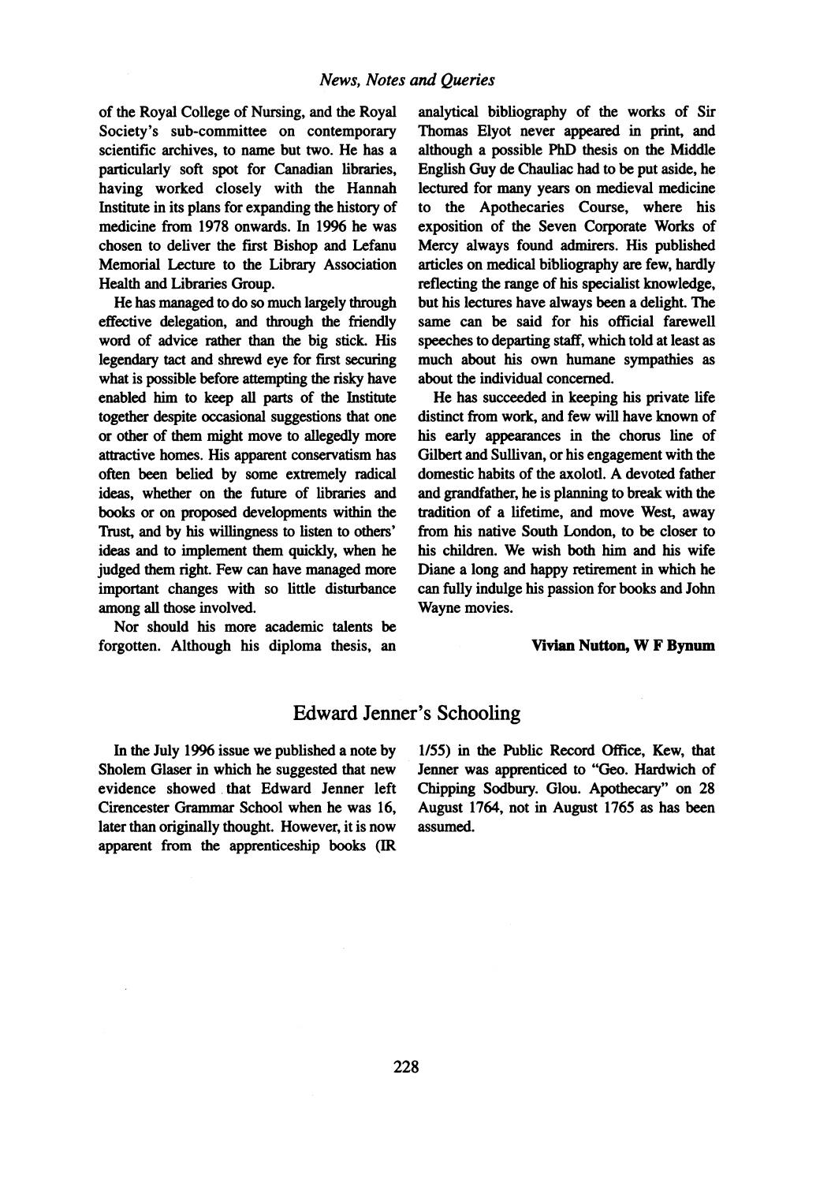of the Royal College of Nursing, and the Royal Society's sub-committee on contemporary scientific archives, to name but two. He has a particularly soft spot for Canadian libraries, having worked closely with the Hannah Institute in its plans for expanding the history of medicine from 1978 onwards. In 1996 he was chosen to deliver the first Bishop and Lefanu Memorial Lecture to the Library Association Health and Libraries Group.

He has managed to do so much largely through effective delegation, and through the friendly word of advice rather than the big stick. His legendary tact and shrewd eye for first securing what is possible before attempting the risky have enabled him to keep all parts of the Institute together despite occasional suggestions that one or other of them might move to allegedly more attractive homes. His apparent conservatism has often been belied by some extremely radical ideas, whether on the future of libraries and books or on proposed developments within the Trust, and by his willingness to listen to others' ideas and to implement them quickly, when he judged them right. Few can have managed more important changes with so little disturbance among all those involved.

Nor should his more academic talents be forgotten. Although his diploma thesis, an analytical bibliography of the works of Sir Thomas Elyot never appeared in print, and although a possible PhD thesis on the Middle English Guy de Chauliac had to be put aside, he lectured for many years on medieval medicine to the Apothecaries Course, where his exposition of the Seven Corporate Works of Mercy always found admirers. His published articles on medical bibliography are few, hardly reflecting the range of his specialist knowledge, but his lectures have always been a delight. The same can be said for his official farewell speeches to departing staff, which told at least as much about his own humane sympathies as about the individual concerned.

He has succeeded in keeping his private life distinct from work, and few will have known of his early appearances in the chorus line of Gilbert and Sullivan, or his engagement with the domestic habits of the axolotl. A devoted father and grandfather, he is planning to break with the tradition of a lifetime, and move West, away from his native South London, to be closer to his children. We wish both him and his wife Diane a long and happy retirement in which he can fully indulge his passion for books and John Wayne movies.

**Vivian Nutton, W F Bynum**

## Edward Jenner's Schooling

In the July 1996 issue we published a note by Sholem Glaser in which he suggested that new evidence showed that Edward Jenner left Cirencester Grammar School when he was 16, later than originally thought. However, it is now apparent from the apprenticeship books (IR 1/55) in the Public Record Office, Kew, that Jenner was apprenticed to "Geo. Hardwich of Chipping Sodbury. Glou. Apothecary" on 28 August 1764, not in August 1765 as has been assumed.